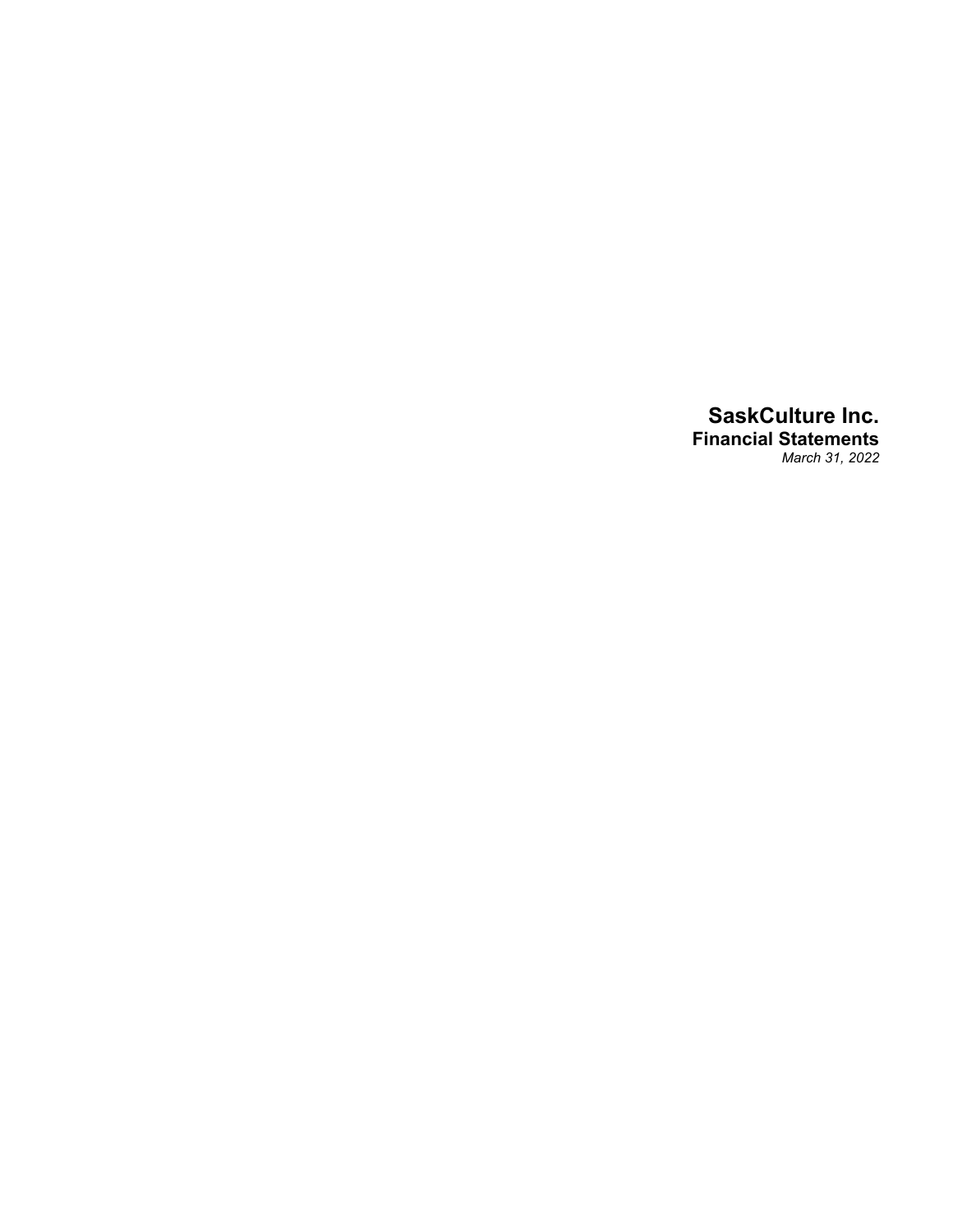# SaskCulture Inc.

## Financial Statements

*March 31, 2022*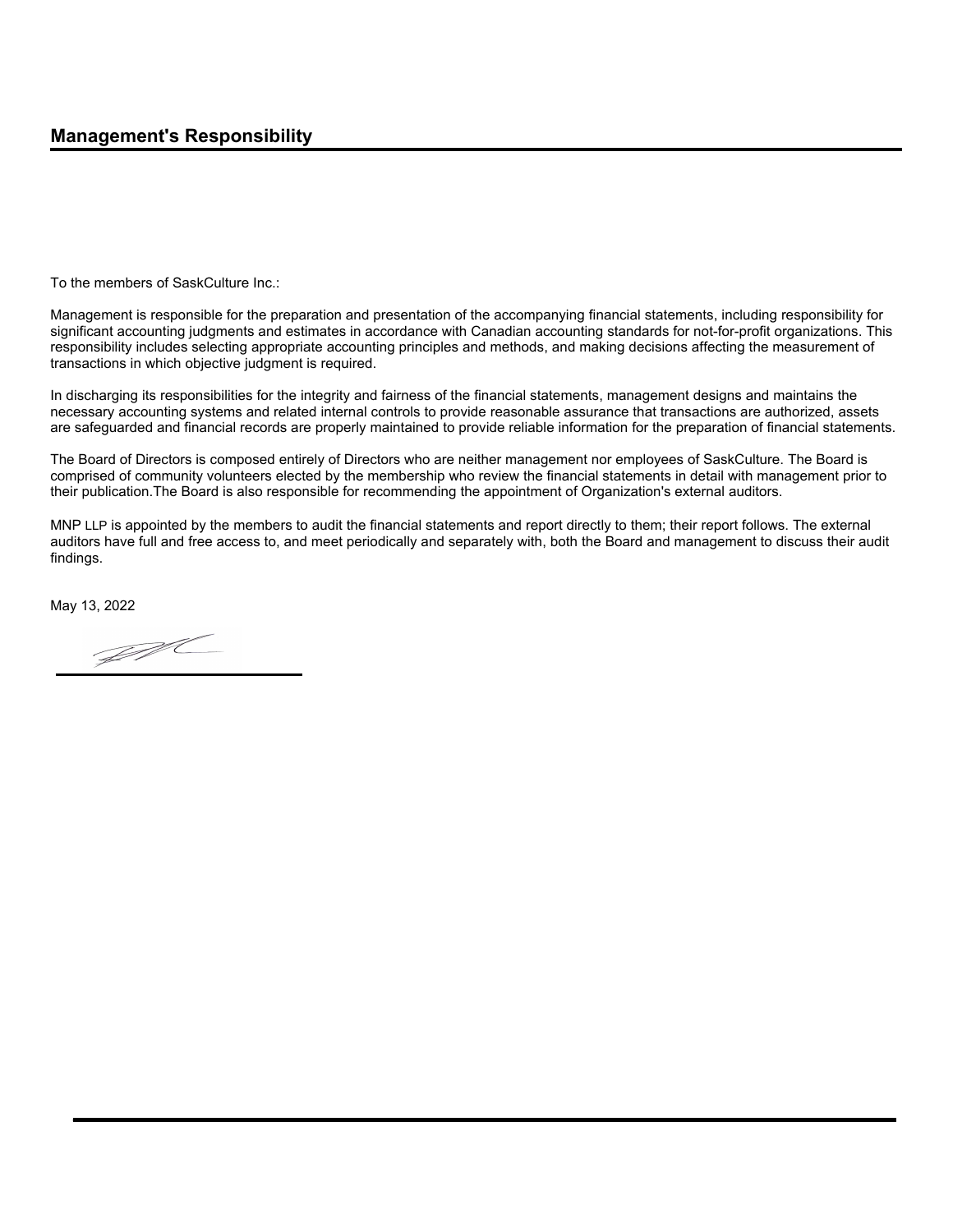## Management's Responsibility

To the members of SaskCulture Inc.:

Management is responsible for the preparation and presentation of the accompanying financial statements, including responsibility for significant accounting judgments and estimates in accordance with Canadian accounting standards for not-for-profit organizations. This responsibility includes selecting appropriate accounting principles and methods, and making decisions affecting the measurement of transactions in which objective judgment is required.

In discharging its responsibilities for the integrity and fairness of the financial statements, management designs and maintains the necessary accounting systems and related internal controls to provide reasonable assurance that transactions are authorized, assets are safeguarded and financial records are properly maintained to provide reliable information for the preparation of financial statements.

The Board of Directors is composed entirely of Directors who are neither management nor employees of SaskCulture. The Board is comprised of community volunteers elected by the membership who review the financial statements in detail with management prior to their publication.The Board is also responsible for recommending the appointment of Organization's external auditors.

MNP LLP is appointed by the members to audit the financial statements and report directly to them; their report follows. The external auditors have full and free access to, and meet periodically and separately with, both the Board and management to discuss their audit findings.

May 13, 2022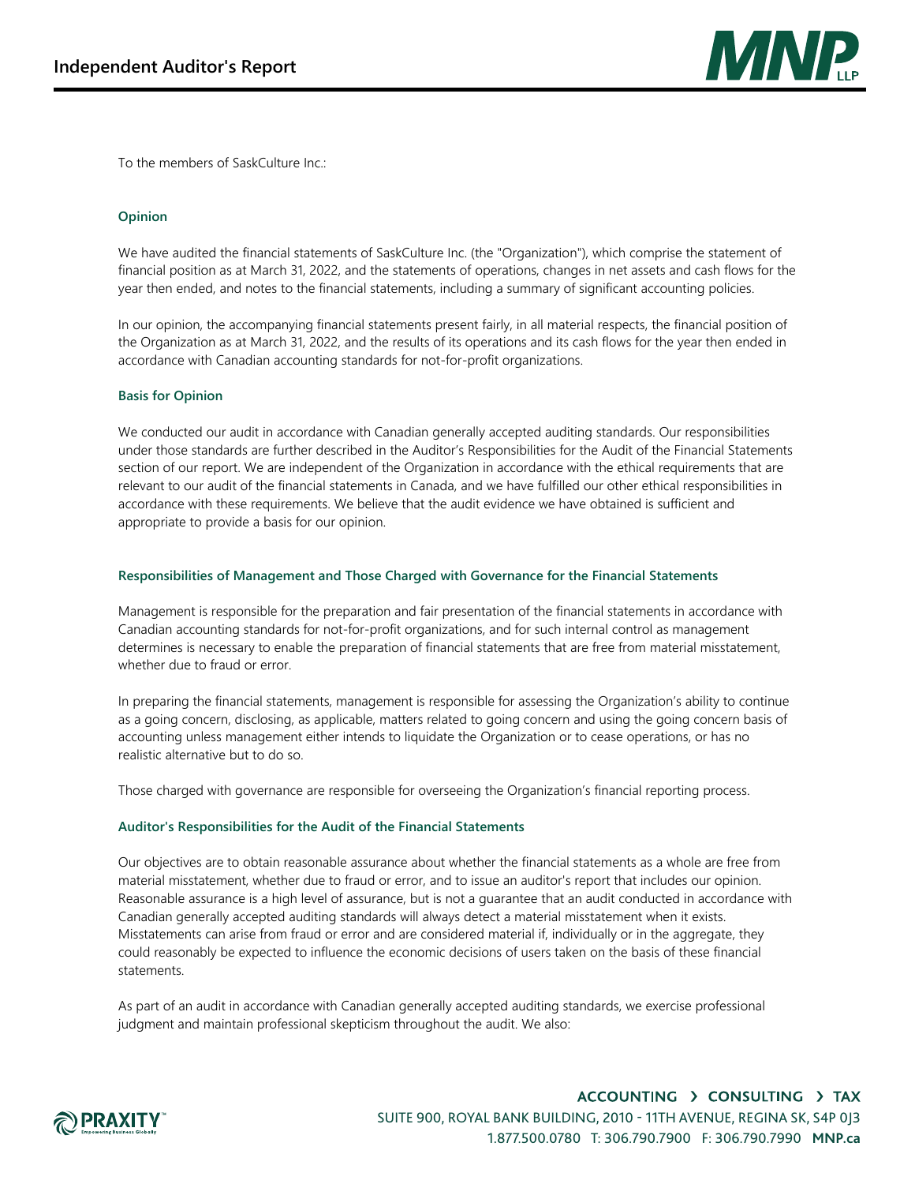# Independent Auditor's Report

To the members of SaskCulture Inc.:

### Opinion

We have audited the financial statements of SaskCulture Inc. (the "Organization"), which comprise the statement of financial position as at March 31, 2022, and the statements of operations, changes in net assets and cash flows for the year then ended, and notes to the financial statements, including a summary of significant accounting policies.

In our opinion, the accompanying financial statements present fairly, in all material respects, the financial position of the Organization as at March 31, 2022, and the results of its operations and its cash flows for the year then ended in accordance with Canadian accounting standards for not-for-profit organizations.

### Basis for Opinion

We conducted our audit in accordance with Canadian generally accepted auditing standards. Our responsibilities under those standards are further described in the Auditor's Responsibilities for the Audit of the Financial Statements section of our report. We are independent of the Organization in accordance with the ethical requirements that are relevant to our audit of the financial statements in Canada, and we have fulfilled our other ethical responsibilities in accordance with these requirements. We believe that the audit evidence we have obtained is sufficient and appropriate to provide a basis for our opinion.

### Responsibilities of Management and Those Charged with Governance for the Financial Statements

Management is responsible for the preparation and fair presentation of the financial statements in accordance with Canadian accounting standards for not-for-profit organizations, and for such internal control as management determines is necessary to enable the preparation of financial statements that are free from material misstatement, whether due to fraud or error.

In preparing the financial statements, management is responsible for assessing the Organization's ability to continue as a going concern, disclosing, as applicable, matters related to going concern and using the going concern basis of accounting unless management either intends to liquidate the Organization or to cease operations, or has no realistic alternative but to do so.

Those charged with governance are responsible for overseeing the Organization's financial reporting process.

### Auditor's Responsibilities for the Audit of the Financial Statements

Our objectives are to obtain reasonable assurance about whether the financial statements as a whole are free from material misstatement, whether due to fraud or error, and to issue an auditor's report that includes our opinion. Reasonable assurance is a high level of assurance, but is not a guarantee that an audit conducted in accordance with Canadian generally accepted auditing standards will always detect a material misstatement when it exists. Misstatements can arise from fraud or error and are considered material if, individually or in the aggregate, they could reasonably be expected to influence the economic decisions of users taken on the basis of these financial statements.

As part of an audit in accordance with Canadian generally accepted auditing standards, we exercise professional judgment and maintain professional skepticism throughout the audit. We also: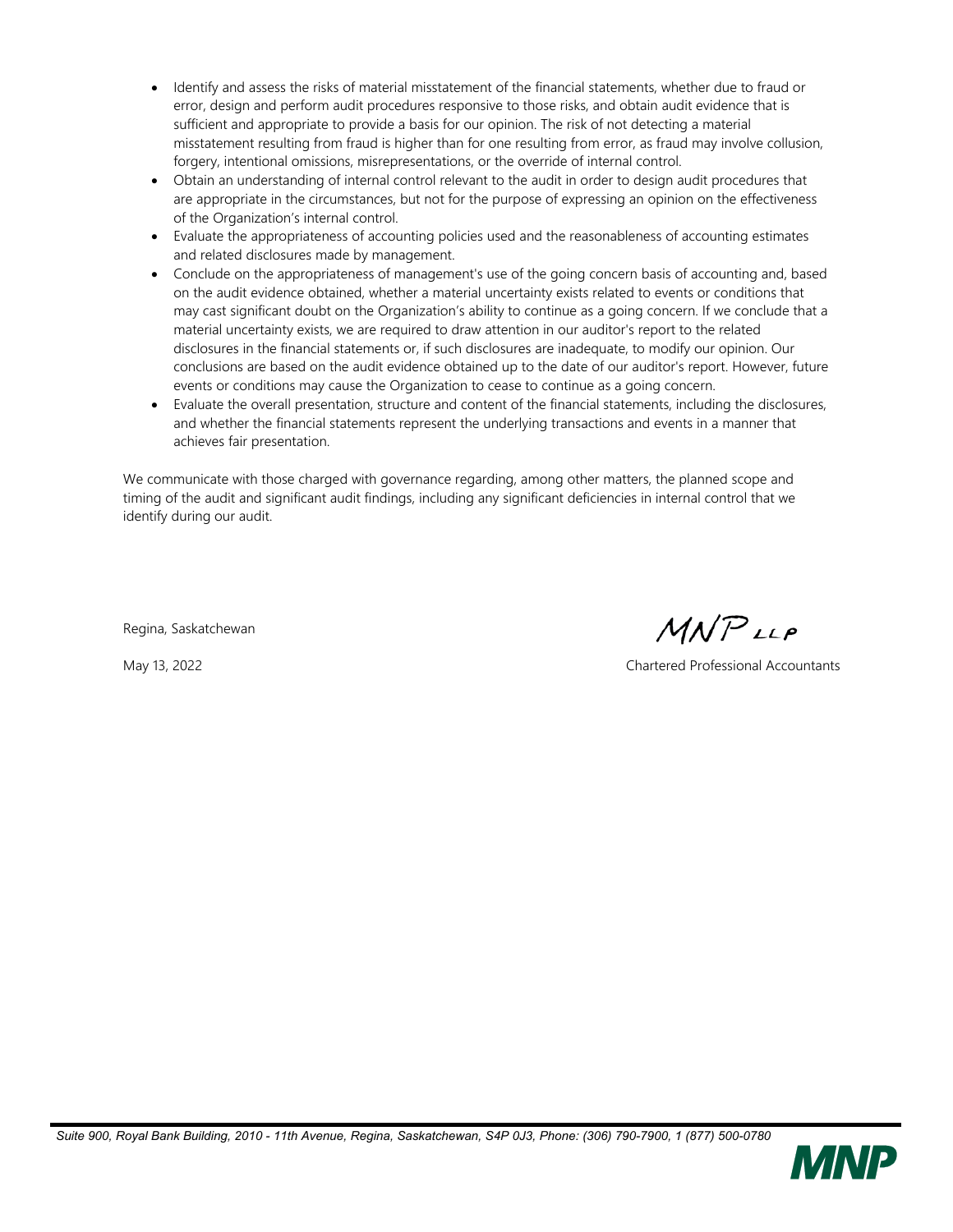- Identify and assess the risks of material misstatement of the financial statements, whether due to fraud or error, design and perform audit procedures responsive to those risks, and obtain audit evidence that is sufficient and appropriate to provide a basis for our opinion. The risk of not detecting a material misstatement resulting from fraud is higher than for one resulting from error, as fraud may involve collusion, forgery, intentional omissions, misrepresentations, or the override of internal control.
- Obtain an understanding of internal control relevant to the audit in order to design audit procedures that are appropriate in the circumstances, but not for the purpose of expressing an opinion on the effectiveness of the Organization's internal control.
- Evaluate the appropriateness of accounting policies used and the reasonableness of accounting estimates and related disclosures made by management.
- Conclude on the appropriateness of management's use of the going concern basis of accounting and, based on the audit evidence obtained, whether a material uncertainty exists related to events or conditions that may cast significant doubt on the Organization's ability to continue as a going concern. If we conclude that a material uncertainty exists, we are required to draw attention in our auditor's report to the related disclosures in the financial statements or, if such disclosures are inadequate, to modify our opinion. Our conclusions are based on the audit evidence obtained up to the date of our auditor's report. However, future events or conditions may cause the Organization to cease to continue as a going concern.
- Evaluate the overall presentation, structure and content of the financial statements, including the disclosures, and whether the financial statements represent the underlying transactions and events in a manner that achieves fair presentation.

We communicate with those charged with governance regarding, among other matters, the planned scope and timing of the audit and significant audit findings, including any significant deficiencies in internal control that we identify during our audit.

Regina, Saskatchewan

May 13, 2022

MNP LLP

Chartered Professional Accountants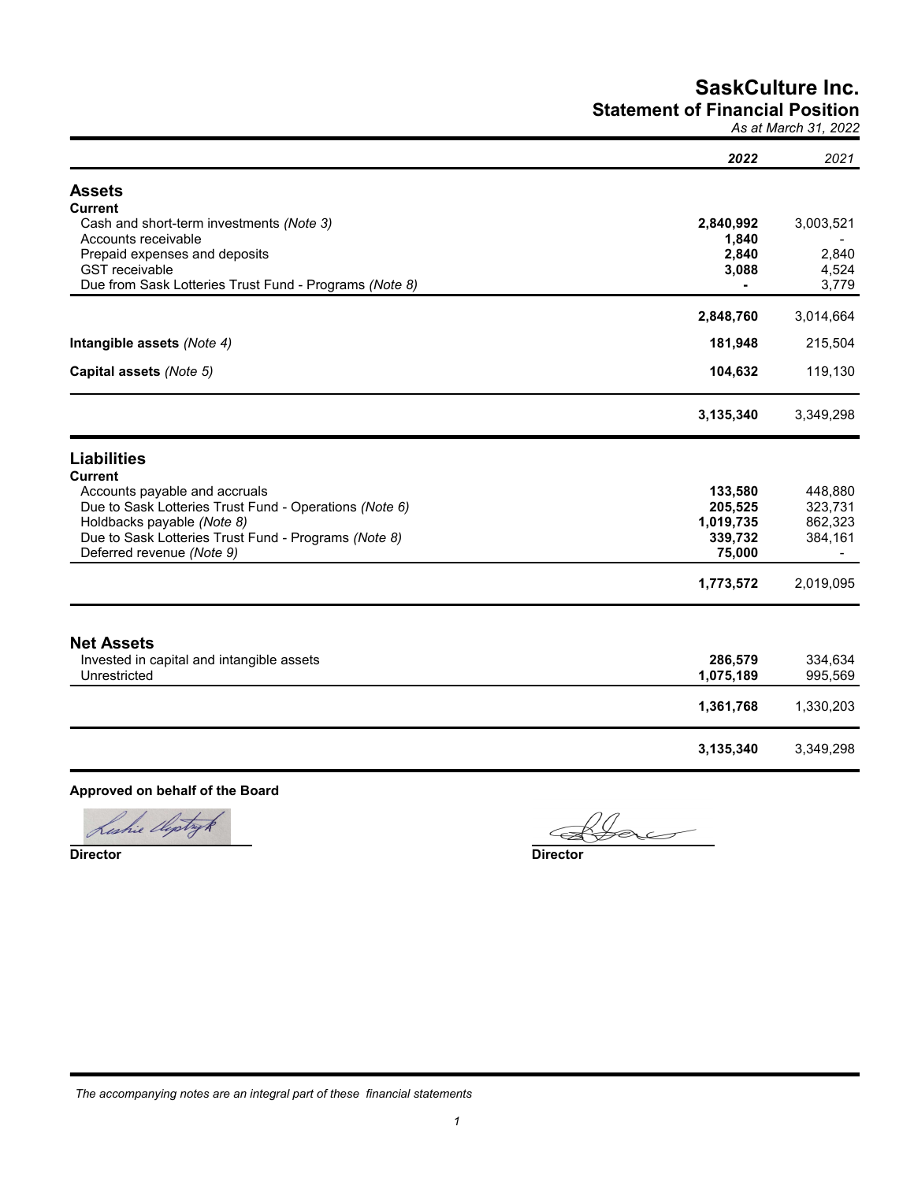# SaskCulture Inc.

## Statement of Financial Position

*As at March 31, 2022*

| | ***2022*** | *2021* |
|---|---|---|
| **Assets** | | |
| **Current** | | |
| Cash and short-term investments *(Note 3)* | **2,840,992** | 3,003,521 |
| Accounts receivable | **1,840** | - |
| Prepaid expenses and deposits | **2,840** | 2,840 |
| GST receivable | **3,088** | 4,524 |
| Due from Sask Lotteries Trust Fund - Programs *(Note 8)* | **-** | 3,779 |
| | **2,848,760** | 3,014,664 |
| **Intangible assets** *(Note 4)* | **181,948** | 215,504 |
| **Capital assets** *(Note 5)* | **104,632** | 119,130 |
| | **3,135,340** | 3,349,298 |
| **Liabilities** | | |
| **Current** | | |
| Accounts payable and accruals | **133,580** | 448,880 |
| Due to Sask Lotteries Trust Fund - Operations *(Note 6)* | **205,525** | 323,731 |
| Holdbacks payable *(Note 8)* | **1,019,735** | 862,323 |
| Due to Sask Lotteries Trust Fund - Programs *(Note 8)* | **339,732** | 384,161 |
| Deferred revenue *(Note 9)* | **75,000** | - |
| | **1,773,572** | 2,019,095 |
| **Net Assets** | | |
| Invested in capital and intangible assets | **286,579** | 334,634 |
| Unrestricted | **1,075,189** | 995,569 |
| | **1,361,768** | 1,330,203 |
| | **3,135,340** | 3,349,298 |

**Approved on behalf of the Board**

**Director** **Director**

*The accompanying notes are an integral part of these financial statements*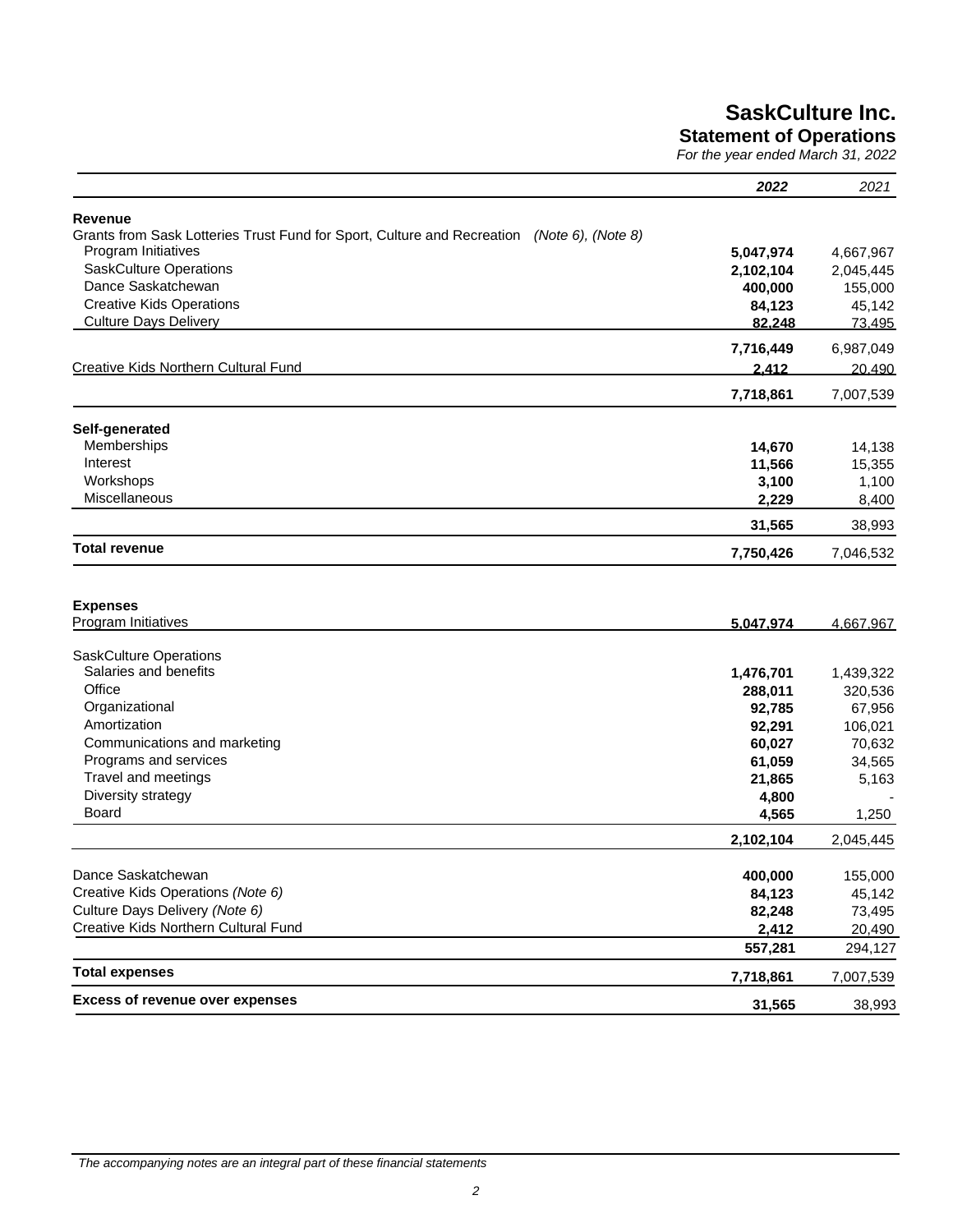# SaskCulture Inc.

## Statement of Operations

*For the year ended March 31, 2022*

| | **2022** | 2021 |
|---|---|---|
| **Revenue** | | |
| Grants from Sask Lotteries Trust Fund for Sport, Culture and Recreation *(Note 6), (Note 8)* | | |
| Program Initiatives | **5,047,974** | 4,667,967 |
| SaskCulture Operations | **2,102,104** | 2,045,445 |
| Dance Saskatchewan | **400,000** | 155,000 |
| Creative Kids Operations | **84,123** | 45,142 |
| Culture Days Delivery | **82,248** | 73,495 |
| | **7,716,449** | 6,987,049 |
| Creative Kids Northern Cultural Fund | **2,412** | 20,490 |
| | **7,718,861** | 7,007,539 |
| **Self-generated** | | |
| Memberships | **14,670** | 14,138 |
| Interest | **11,566** | 15,355 |
| Workshops | **3,100** | 1,100 |
| Miscellaneous | **2,229** | 8,400 |
| | **31,565** | 38,993 |
| **Total revenue** | **7,750,426** | 7,046,532 |
| **Expenses** | | |
| Program Initiatives | **5,047,974** | 4,667,967 |
| SaskCulture Operations | | |
| Salaries and benefits | **1,476,701** | 1,439,322 |
| Office | **288,011** | 320,536 |
| Organizational | **92,785** | 67,956 |
| Amortization | **92,291** | 106,021 |
| Communications and marketing | **60,027** | 70,632 |
| Programs and services | **61,059** | 34,565 |
| Travel and meetings | **21,865** | 5,163 |
| Diversity strategy | **4,800** | - |
| Board | **4,565** | 1,250 |
| | **2,102,104** | 2,045,445 |
| Dance Saskatchewan | **400,000** | 155,000 |
| Creative Kids Operations *(Note 6)* | **84,123** | 45,142 |
| Culture Days Delivery *(Note 6)* | **82,248** | 73,495 |
| Creative Kids Northern Cultural Fund | **2,412** | 20,490 |
| | **557,281** | 294,127 |
| **Total expenses** | **7,718,861** | 7,007,539 |
| **Excess of revenue over expenses** | **31,565** | 38,993 |

*The accompanying notes are an integral part of these financial statements*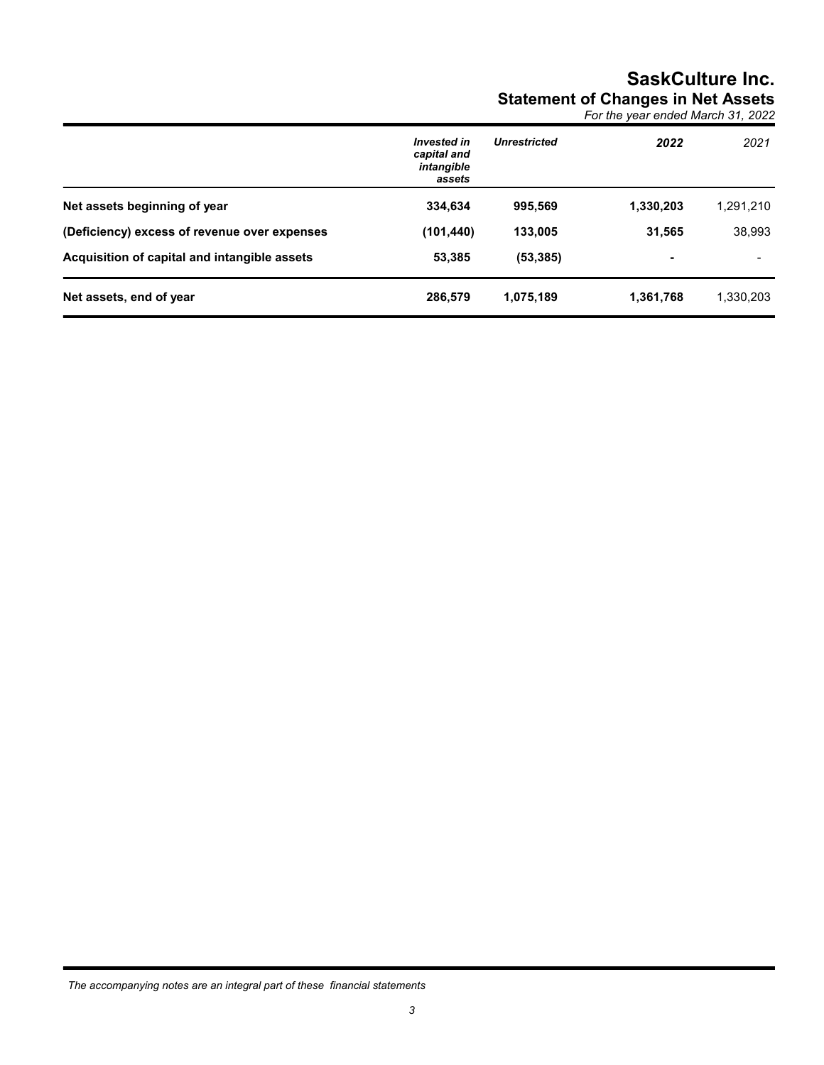# SaskCulture Inc.

## Statement of Changes in Net Assets

*For the year ended March 31, 2022*

| | *Invested in capital and intangible assets* | *Unrestricted* | *2022* | *2021* |
|---|---|---|---|---|
| **Net assets beginning of year** | **334,634** | **995,569** | **1,330,203** | 1,291,210 |
| **(Deficiency) excess of revenue over expenses** | **(101,440)** | **133,005** | **31,565** | 38,993 |
| **Acquisition of capital and intangible assets** | **53,385** | **(53,385)** | **-** | - |
| **Net assets, end of year** | **286,579** | **1,075,189** | **1,361,768** | 1,330,203 |

*The accompanying notes are an integral part of these financial statements*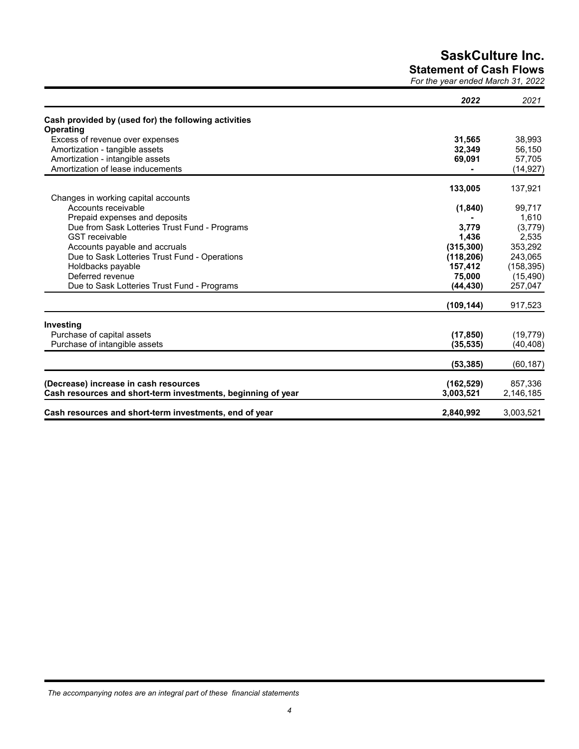# SaskCulture Inc.

## Statement of Cash Flows

*For the year ended March 31, 2022*

| | *2022* | *2021* |
|---|---|---|
| **Cash provided by (used for) the following activities** | | |
| **Operating** | | |
| Excess of revenue over expenses | **31,565** | 38,993 |
| Amortization - tangible assets | **32,349** | 56,150 |
| Amortization - intangible assets | **69,091** | 57,705 |
| Amortization of lease inducements | **-** | (14,927) |
| | **133,005** | 137,921 |
| Changes in working capital accounts | | |
| Accounts receivable | **(1,840)** | 99,717 |
| Prepaid expenses and deposits | **-** | 1,610 |
| Due from Sask Lotteries Trust Fund - Programs | **3,779** | (3,779) |
| GST receivable | **1,436** | 2,535 |
| Accounts payable and accruals | **(315,300)** | 353,292 |
| Due to Sask Lotteries Trust Fund - Operations | **(118,206)** | 243,065 |
| Holdbacks payable | **157,412** | (158,395) |
| Deferred revenue | **75,000** | (15,490) |
| Due to Sask Lotteries Trust Fund - Programs | **(44,430)** | 257,047 |
| | **(109,144)** | 917,523 |
| **Investing** | | |
| Purchase of capital assets | **(17,850)** | (19,779) |
| Purchase of intangible assets | **(35,535)** | (40,408) |
| | **(53,385)** | (60,187) |
| **(Decrease) increase in cash resources** | **(162,529)** | 857,336 |
| **Cash resources and short-term investments, beginning of year** | **3,003,521** | 2,146,185 |
| **Cash resources and short-term investments, end of year** | **2,840,992** | 3,003,521 |

*The accompanying notes are an integral part of these financial statements*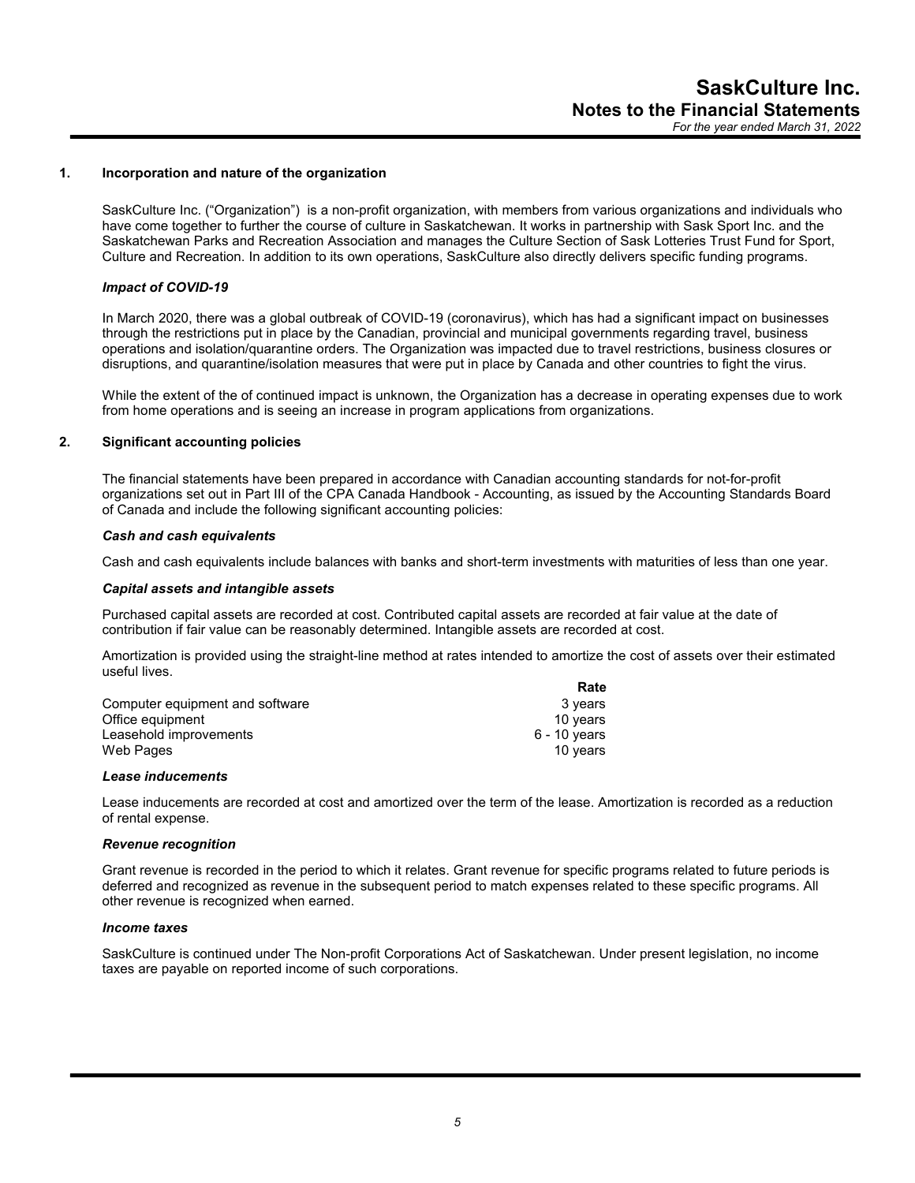# SaskCulture Inc.
## Notes to the Financial Statements
*For the year ended March 31, 2022*

### 1. Incorporation and nature of the organization

SaskCulture Inc. ("Organization") is a non-profit organization, with members from various organizations and individuals who have come together to further the course of culture in Saskatchewan. It works in partnership with Sask Sport Inc. and the Saskatchewan Parks and Recreation Association and manages the Culture Section of Sask Lotteries Trust Fund for Sport, Culture and Recreation. In addition to its own operations, SaskCulture also directly delivers specific funding programs.

#### *Impact of COVID-19*

In March 2020, there was a global outbreak of COVID-19 (coronavirus), which has had a significant impact on businesses through the restrictions put in place by the Canadian, provincial and municipal governments regarding travel, business operations and isolation/quarantine orders. The Organization was impacted due to travel restrictions, business closures or disruptions, and quarantine/isolation measures that were put in place by Canada and other countries to fight the virus.

While the extent of the of continued impact is unknown, the Organization has a decrease in operating expenses due to work from home operations and is seeing an increase in program applications from organizations.

### 2. Significant accounting policies

The financial statements have been prepared in accordance with Canadian accounting standards for not-for-profit organizations set out in Part III of the CPA Canada Handbook - Accounting, as issued by the Accounting Standards Board of Canada and include the following significant accounting policies:

#### *Cash and cash equivalents*

Cash and cash equivalents include balances with banks and short-term investments with maturities of less than one year.

#### *Capital assets and intangible assets*

Purchased capital assets are recorded at cost. Contributed capital assets are recorded at fair value at the date of contribution if fair value can be reasonably determined. Intangible assets are recorded at cost.

Amortization is provided using the straight-line method at rates intended to amortize the cost of assets over their estimated useful lives.

| | Rate |
|---|---|
| Computer equipment and software | 3 years |
| Office equipment | 10 years |
| Leasehold improvements | 6 - 10 years |
| Web Pages | 10 years |

#### *Lease inducements*

Lease inducements are recorded at cost and amortized over the term of the lease. Amortization is recorded as a reduction of rental expense.

#### *Revenue recognition*

Grant revenue is recorded in the period to which it relates. Grant revenue for specific programs related to future periods is deferred and recognized as revenue in the subsequent period to match expenses related to these specific programs. All other revenue is recognized when earned.

#### *Income taxes*

SaskCulture is continued under The Non-profit Corporations Act of Saskatchewan. Under present legislation, no income taxes are payable on reported income of such corporations.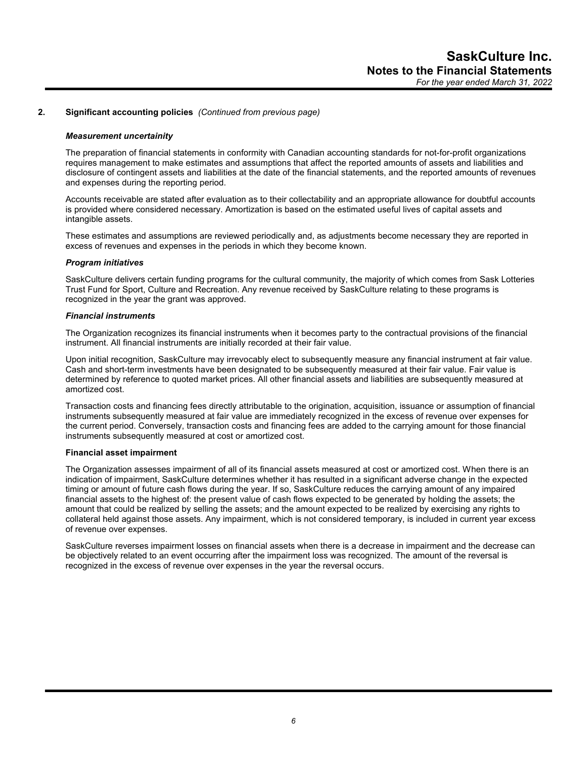## 2. Significant accounting policies *(Continued from previous page)*

***Measurement uncertainity***

The preparation of financial statements in conformity with Canadian accounting standards for not-for-profit organizations requires management to make estimates and assumptions that affect the reported amounts of assets and liabilities and disclosure of contingent assets and liabilities at the date of the financial statements, and the reported amounts of revenues and expenses during the reporting period.

Accounts receivable are stated after evaluation as to their collectability and an appropriate allowance for doubtful accounts is provided where considered necessary. Amortization is based on the estimated useful lives of capital assets and intangible assets.

These estimates and assumptions are reviewed periodically and, as adjustments become necessary they are reported in excess of revenues and expenses in the periods in which they become known.

***Program initiatives***

SaskCulture delivers certain funding programs for the cultural community, the majority of which comes from Sask Lotteries Trust Fund for Sport, Culture and Recreation. Any revenue received by SaskCulture relating to these programs is recognized in the year the grant was approved.

***Financial instruments***

The Organization recognizes its financial instruments when it becomes party to the contractual provisions of the financial instrument. All financial instruments are initially recorded at their fair value.

Upon initial recognition, SaskCulture may irrevocably elect to subsequently measure any financial instrument at fair value. Cash and short-term investments have been designated to be subsequently measured at their fair value. Fair value is determined by reference to quoted market prices. All other financial assets and liabilities are subsequently measured at amortized cost.

Transaction costs and financing fees directly attributable to the origination, acquisition, issuance or assumption of financial instruments subsequently measured at fair value are immediately recognized in the excess of revenue over expenses for the current period. Conversely, transaction costs and financing fees are added to the carrying amount for those financial instruments subsequently measured at cost or amortized cost.

**Financial asset impairment**

The Organization assesses impairment of all of its financial assets measured at cost or amortized cost. When there is an indication of impairment, SaskCulture determines whether it has resulted in a significant adverse change in the expected timing or amount of future cash flows during the year. If so, SaskCulture reduces the carrying amount of any impaired financial assets to the highest of: the present value of cash flows expected to be generated by holding the assets; the amount that could be realized by selling the assets; and the amount expected to be realized by exercising any rights to collateral held against those assets. Any impairment, which is not considered temporary, is included in current year excess of revenue over expenses.

SaskCulture reverses impairment losses on financial assets when there is a decrease in impairment and the decrease can be objectively related to an event occurring after the impairment loss was recognized. The amount of the reversal is recognized in the excess of revenue over expenses in the year the reversal occurs.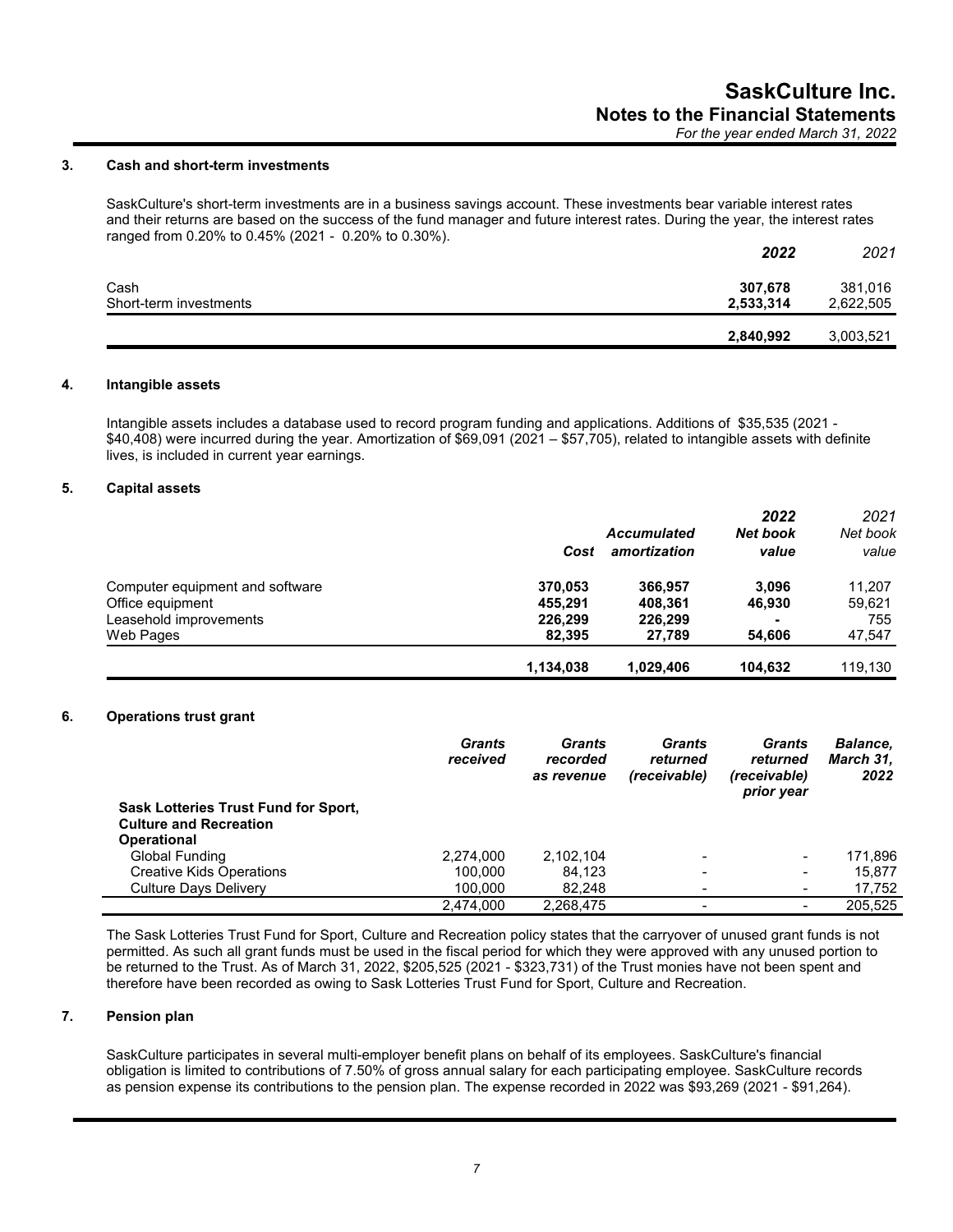### 3. Cash and short-term investments

SaskCulture's short-term investments are in a business savings account. These investments bear variable interest rates and their returns are based on the success of the fund manager and future interest rates. During the year, the interest rates ranged from 0.20% to 0.45% (2021 - 0.20% to 0.30%).

| | ***2022*** | *2021* |
|---|---|---|
| Cash | **307,678** | 381,016 |
| Short-term investments | **2,533,314** | 2,622,505 |
| | **2,840,992** | 3,003,521 |

### 4. Intangible assets

Intangible assets includes a database used to record program funding and applications. Additions of $35,535 (2021 - $40,408) were incurred during the year. Amortization of $69,091 (2021 – $57,705), related to intangible assets with definite lives, is included in current year earnings.

### 5. Capital assets

| | ***Cost*** | ***Accumulated amortization*** | ***2022 Net book value*** | *2021 Net book value* |
|---|---|---|---|---|
| Computer equipment and software | **370,053** | **366,957** | **3,096** | 11,207 |
| Office equipment | **455,291** | **408,361** | **46,930** | 59,621 |
| Leasehold improvements | **226,299** | **226,299** | **-** | 755 |
| Web Pages | **82,395** | **27,789** | **54,606** | 47,547 |
| | **1,134,038** | **1,029,406** | **104,632** | 119,130 |

### 6. Operations trust grant

| | ***Grants received*** | ***Grants recorded as revenue*** | ***Grants returned (receivable)*** | ***Grants returned (receivable) prior year*** | ***Balance, March 31, 2022*** |
|---|---|---|---|---|---|
| **Sask Lotteries Trust Fund for Sport, Culture and Recreation** | | | | | |
| **Operational** | | | | | |
| Global Funding | 2,274,000 | 2,102,104 | - | - | 171,896 |
| Creative Kids Operations | 100,000 | 84,123 | - | - | 15,877 |
| Culture Days Delivery | 100,000 | 82,248 | - | - | 17,752 |
| | 2,474,000 | 2,268,475 | - | - | 205,525 |

The Sask Lotteries Trust Fund for Sport, Culture and Recreation policy states that the carryover of unused grant funds is not permitted. As such all grant funds must be used in the fiscal period for which they were approved with any unused portion to be returned to the Trust. As of March 31, 2022, $205,525 (2021 - $323,731) of the Trust monies have not been spent and therefore have been recorded as owing to Sask Lotteries Trust Fund for Sport, Culture and Recreation.

### 7. Pension plan

SaskCulture participates in several multi-employer benefit plans on behalf of its employees. SaskCulture's financial obligation is limited to contributions of 7.50% of gross annual salary for each participating employee. SaskCulture records as pension expense its contributions to the pension plan. The expense recorded in 2022 was $93,269 (2021 - $91,264).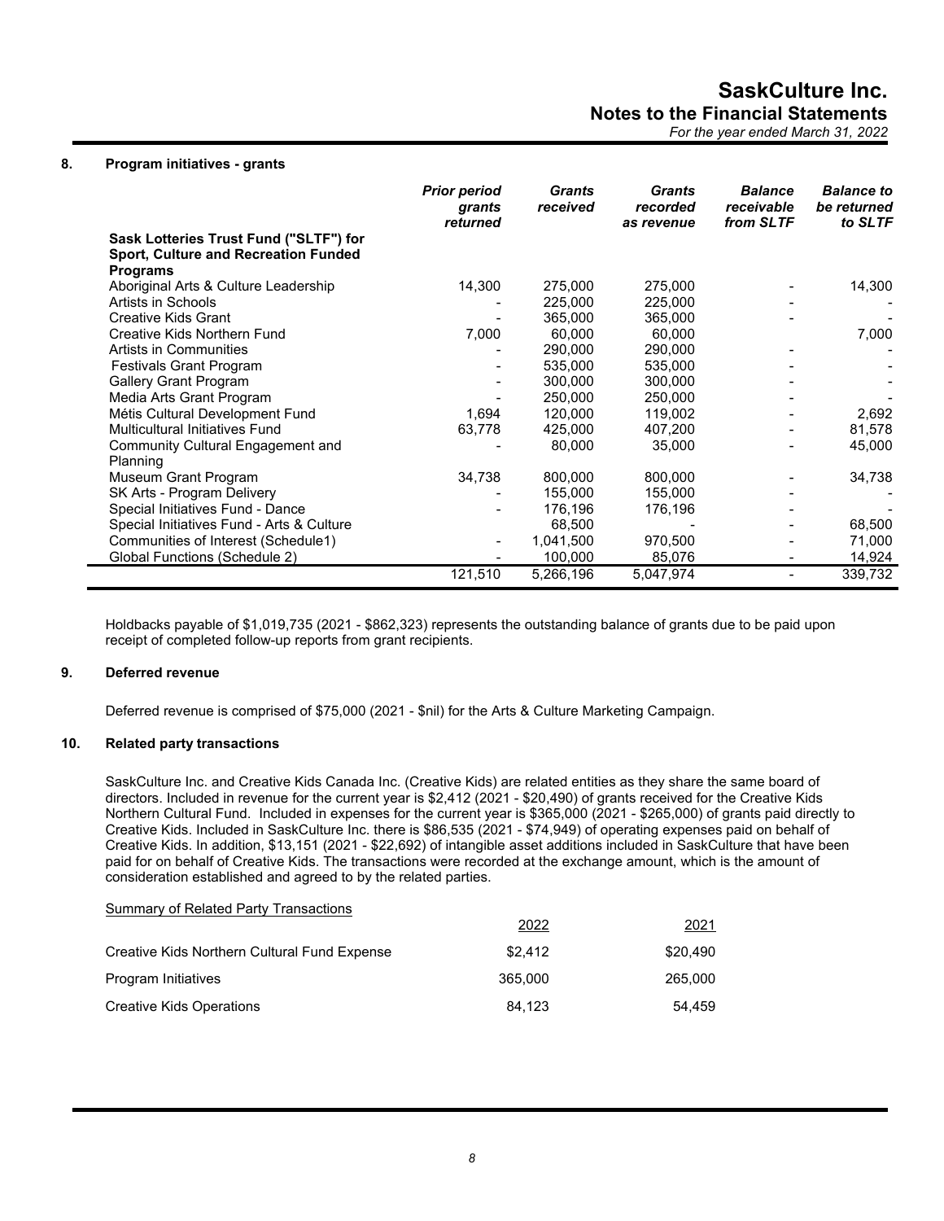## 8. Program initiatives - grants

| | *Prior period grants returned* | *Grants received* | *Grants recorded as revenue* | *Balance receivable from SLTF* | *Balance to be returned to SLTF* |
|---|---|---|---|---|---|
| **Sask Lotteries Trust Fund ("SLTF") for Sport, Culture and Recreation Funded Programs** | | | | | |
| Aboriginal Arts & Culture Leadership | 14,300 | 275,000 | 275,000 | - | 14,300 |
| Artists in Schools | - | 225,000 | 225,000 | - | - |
| Creative Kids Grant | - | 365,000 | 365,000 | - | - |
| Creative Kids Northern Fund | 7,000 | 60,000 | 60,000 | | 7,000 |
| Artists in Communities | - | 290,000 | 290,000 | - | - |
| Festivals Grant Program | - | 535,000 | 535,000 | - | - |
| Gallery Grant Program | - | 300,000 | 300,000 | - | - |
| Media Arts Grant Program | - | 250,000 | 250,000 | - | - |
| Métis Cultural Development Fund | 1,694 | 120,000 | 119,002 | - | 2,692 |
| Multicultural Initiatives Fund | 63,778 | 425,000 | 407,200 | - | 81,578 |
| Community Cultural Engagement and Planning | - | 80,000 | 35,000 | - | 45,000 |
| Museum Grant Program | 34,738 | 800,000 | 800,000 | - | 34,738 |
| SK Arts - Program Delivery | - | 155,000 | 155,000 | - | - |
| Special Initiatives Fund - Dance | - | 176,196 | 176,196 | - | - |
| Special Initiatives Fund - Arts & Culture | | 68,500 | - | - | 68,500 |
| Communities of Interest (Schedule1) | - | 1,041,500 | 970,500 | - | 71,000 |
| Global Functions (Schedule 2) | - | 100,000 | 85,076 | - | 14,924 |
| | 121,510 | 5,266,196 | 5,047,974 | - | 339,732 |

Holdbacks payable of $1,019,735 (2021 - $862,323) represents the outstanding balance of grants due to be paid upon receipt of completed follow-up reports from grant recipients.

## 9. Deferred revenue

Deferred revenue is comprised of $75,000 (2021 - $nil) for the Arts & Culture Marketing Campaign.

## 10. Related party transactions

SaskCulture Inc. and Creative Kids Canada Inc. (Creative Kids) are related entities as they share the same board of directors. Included in revenue for the current year is $2,412 (2021 - $20,490) of grants received for the Creative Kids Northern Cultural Fund. Included in expenses for the current year is $365,000 (2021 - $265,000) of grants paid directly to Creative Kids. Included in SaskCulture Inc. there is $86,535 (2021 - $74,949) of operating expenses paid on behalf of Creative Kids. In addition, $13,151 (2021 - $22,692) of intangible asset additions included in SaskCulture that have been paid for on behalf of Creative Kids. The transactions were recorded at the exchange amount, which is the amount of consideration established and agreed to by the related parties.

Summary of Related Party Transactions

| | 2022 | 2021 |
|---|---|---|
| Creative Kids Northern Cultural Fund Expense | $2,412 | $20,490 |
| Program Initiatives | 365,000 | 265,000 |
| Creative Kids Operations | 84,123 | 54,459 |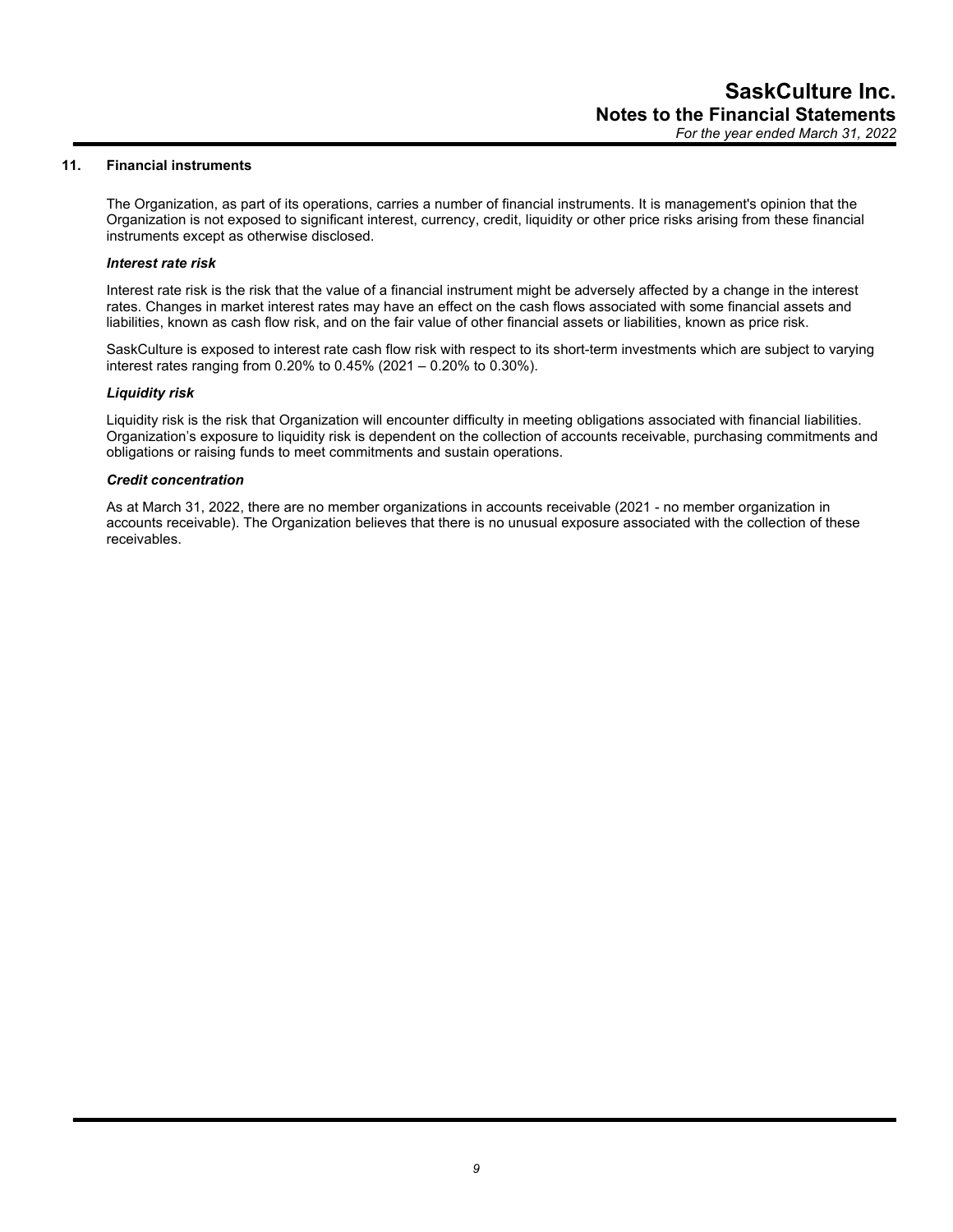## 11. Financial instruments

The Organization, as part of its operations, carries a number of financial instruments. It is management's opinion that the Organization is not exposed to significant interest, currency, credit, liquidity or other price risks arising from these financial instruments except as otherwise disclosed.

***Interest rate risk***

Interest rate risk is the risk that the value of a financial instrument might be adversely affected by a change in the interest rates. Changes in market interest rates may have an effect on the cash flows associated with some financial assets and liabilities, known as cash flow risk, and on the fair value of other financial assets or liabilities, known as price risk.

SaskCulture is exposed to interest rate cash flow risk with respect to its short-term investments which are subject to varying interest rates ranging from 0.20% to 0.45% (2021 – 0.20% to 0.30%).

***Liquidity risk***

Liquidity risk is the risk that Organization will encounter difficulty in meeting obligations associated with financial liabilities. Organization's exposure to liquidity risk is dependent on the collection of accounts receivable, purchasing commitments and obligations or raising funds to meet commitments and sustain operations.

***Credit concentration***

As at March 31, 2022, there are no member organizations in accounts receivable (2021 - no member organization in accounts receivable). The Organization believes that there is no unusual exposure associated with the collection of these receivables.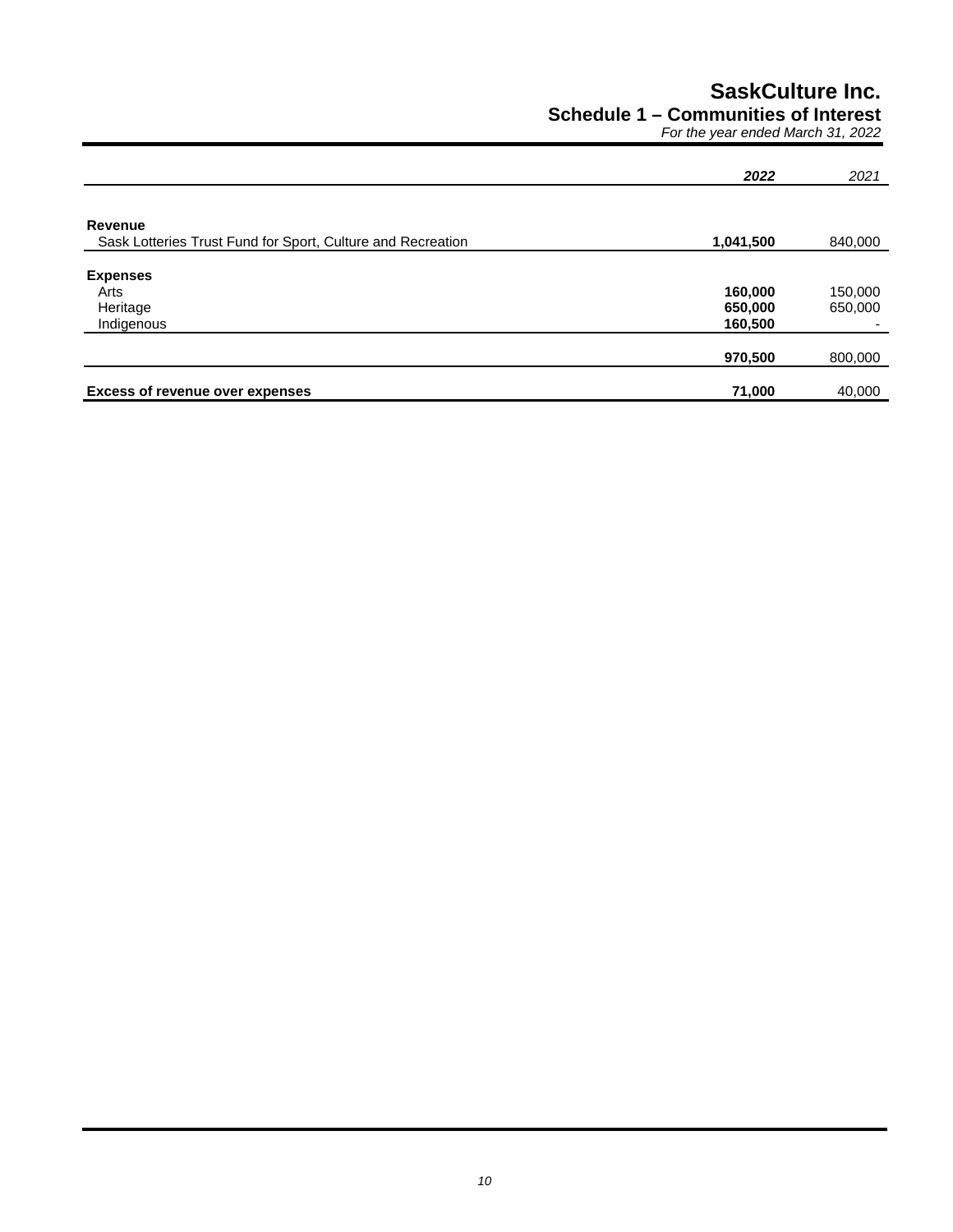# SaskCulture Inc.

## Schedule 1 – Communities of Interest

*For the year ended March 31, 2022*

| | ***2022*** | *2021* |
|---|---|---|
| **Revenue** | | |
| Sask Lotteries Trust Fund for Sport, Culture and Recreation | **1,041,500** | 840,000 |
| **Expenses** | | |
| Arts | **160,000** | 150,000 |
| Heritage | **650,000** | 650,000 |
| Indigenous | **160,500** | - |
| | **970,500** | 800,000 |
| **Excess of revenue over expenses** | **71,000** | 40,000 |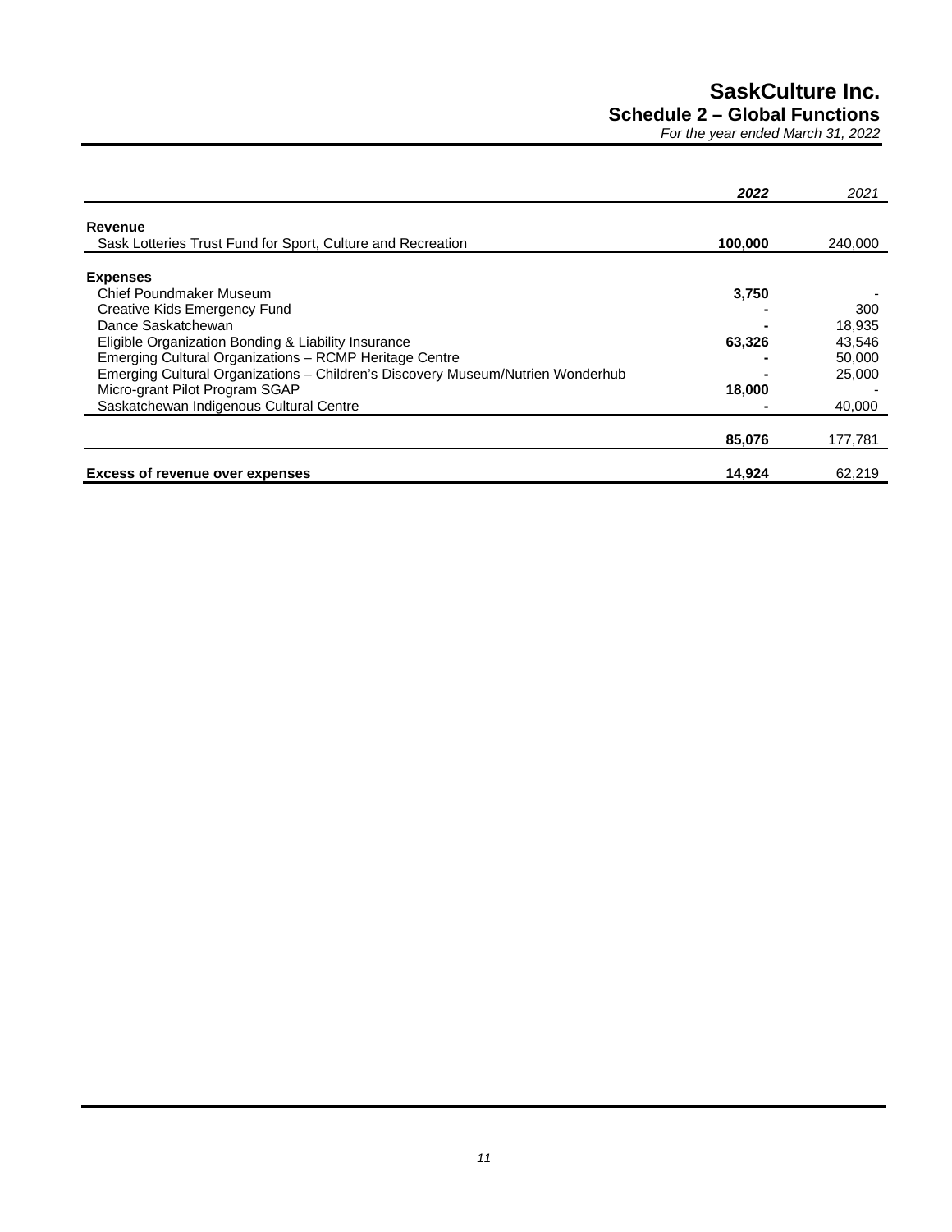# SaskCulture Inc.
## Schedule 2 – Global Functions
*For the year ended March 31, 2022*

| | **2022** | *2021* |
|---|---|---|
| **Revenue** | | |
| Sask Lotteries Trust Fund for Sport, Culture and Recreation | **100,000** | 240,000 |
| **Expenses** | | |
| Chief Poundmaker Museum | **3,750** | - |
| Creative Kids Emergency Fund | **-** | 300 |
| Dance Saskatchewan | **-** | 18,935 |
| Eligible Organization Bonding & Liability Insurance | **63,326** | 43,546 |
| Emerging Cultural Organizations – RCMP Heritage Centre | **-** | 50,000 |
| Emerging Cultural Organizations – Children's Discovery Museum/Nutrien Wonderhub | **-** | 25,000 |
| Micro-grant Pilot Program SGAP | **18,000** | - |
| Saskatchewan Indigenous Cultural Centre | **-** | 40,000 |
| | **85,076** | 177,781 |
| **Excess of revenue over expenses** | **14,924** | 62,219 |